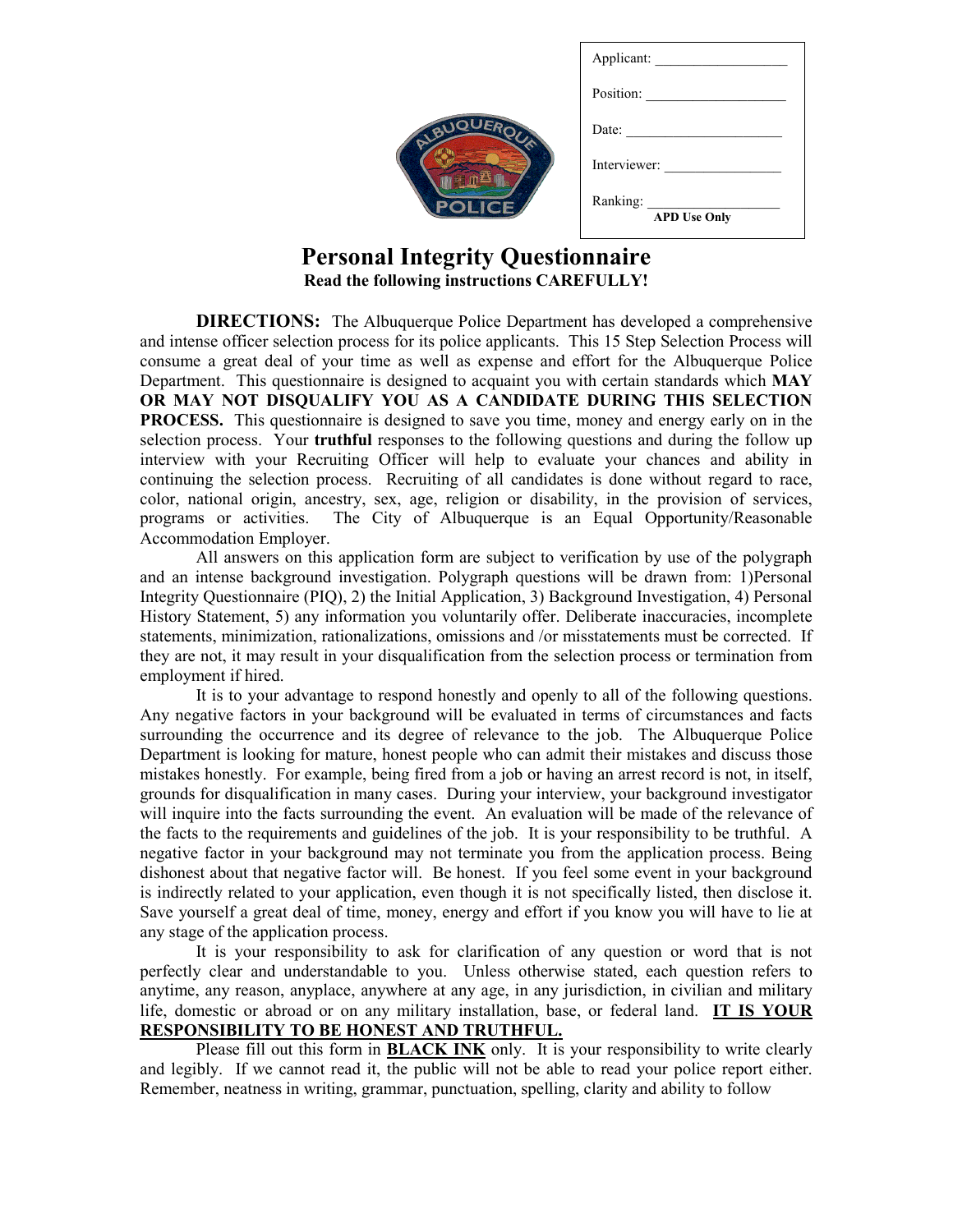| Applicant: ___________________ |
|---|
| Position: ___________________ |
| Date: ___________________ |
| Interviewer: ___________________ |
| Ranking: ___________________ **APD Use Only** |

# Personal Integrity Questionnaire

**Read the following instructions CAREFULLY!**

**DIRECTIONS:** The Albuquerque Police Department has developed a comprehensive and intense officer selection process for its police applicants. This 15 Step Selection Process will consume a great deal of your time as well as expense and effort for the Albuquerque Police Department. This questionnaire is designed to acquaint you with certain standards which **MAY OR MAY NOT DISQUALIFY YOU AS A CANDIDATE DURING THIS SELECTION PROCESS.** This questionnaire is designed to save you time, money and energy early on in the selection process. Your **truthful** responses to the following questions and during the follow up interview with your Recruiting Officer will help to evaluate your chances and ability in continuing the selection process. Recruiting of all candidates is done without regard to race, color, national origin, ancestry, sex, age, religion or disability, in the provision of services, programs or activities. The City of Albuquerque is an Equal Opportunity/Reasonable Accommodation Employer.

All answers on this application form are subject to verification by use of the polygraph and an intense background investigation. Polygraph questions will be drawn from: 1)Personal Integrity Questionnaire (PIQ), 2) the Initial Application, 3) Background Investigation, 4) Personal History Statement, 5) any information you voluntarily offer. Deliberate inaccuracies, incomplete statements, minimization, rationalizations, omissions and /or misstatements must be corrected. If they are not, it may result in your disqualification from the selection process or termination from employment if hired.

It is to your advantage to respond honestly and openly to all of the following questions. Any negative factors in your background will be evaluated in terms of circumstances and facts surrounding the occurrence and its degree of relevance to the job. The Albuquerque Police Department is looking for mature, honest people who can admit their mistakes and discuss those mistakes honestly. For example, being fired from a job or having an arrest record is not, in itself, grounds for disqualification in many cases. During your interview, your background investigator will inquire into the facts surrounding the event. An evaluation will be made of the relevance of the facts to the requirements and guidelines of the job. It is your responsibility to be truthful. A negative factor in your background may not terminate you from the application process. Being dishonest about that negative factor will. Be honest. If you feel some event in your background is indirectly related to your application, even though it is not specifically listed, then disclose it. Save yourself a great deal of time, money, energy and effort if you know you will have to lie at any stage of the application process.

It is your responsibility to ask for clarification of any question or word that is not perfectly clear and understandable to you. Unless otherwise stated, each question refers to anytime, any reason, anyplace, anywhere at any age, in any jurisdiction, in civilian and military life, domestic or abroad or on any military installation, base, or federal land. **IT IS YOUR RESPONSIBILITY TO BE HONEST AND TRUTHFUL.**

Please fill out this form in **BLACK INK** only. It is your responsibility to write clearly and legibly. If we cannot read it, the public will not be able to read your police report either. Remember, neatness in writing, grammar, punctuation, spelling, clarity and ability to follow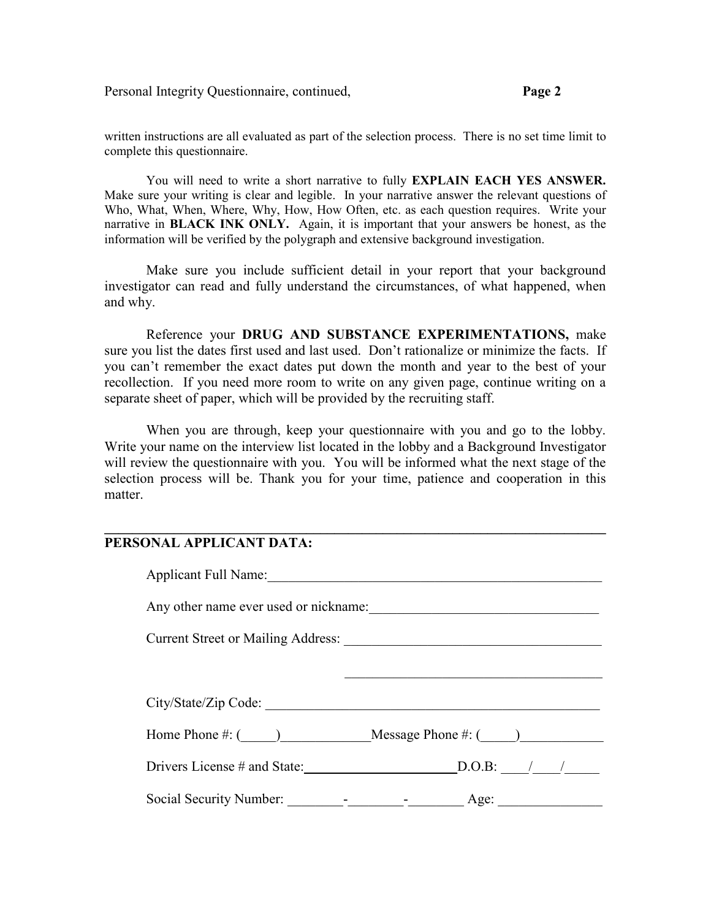written instructions are all evaluated as part of the selection process. There is no set time limit to complete this questionnaire.

You will need to write a short narrative to fully **EXPLAIN EACH YES ANSWER.** Make sure your writing is clear and legible. In your narrative answer the relevant questions of Who, What, When, Where, Why, How, How Often, etc. as each question requires. Write your narrative in **BLACK INK ONLY.** Again, it is important that your answers be honest, as the information will be verified by the polygraph and extensive background investigation.

Make sure you include sufficient detail in your report that your background investigator can read and fully understand the circumstances, of what happened, when and why.

Reference your **DRUG AND SUBSTANCE EXPERIMENTATIONS,** make sure you list the dates first used and last used. Don't rationalize or minimize the facts. If you can't remember the exact dates put down the month and year to the best of your recollection. If you need more room to write on any given page, continue writing on a separate sheet of paper, which will be provided by the recruiting staff.

When you are through, keep your questionnaire with you and go to the lobby. Write your name on the interview list located in the lobby and a Background Investigator will review the questionnaire with you. You will be informed what the next stage of the selection process will be. Thank you for your time, patience and cooperation in this matter.

---

**PERSONAL APPLICANT DATA:**

Applicant Full Name:___________________________________________________

Any other name ever used or nickname:________________________________

Current Street or Mailing Address: ___________________________________

___________________________________

City/State/Zip Code: ______________________________________________

Home Phone #: (_____)____________Message Phone #: (_____)___________

Drivers License # and State:______________________D.O.B: ____/____/_____

Social Security Number: ________-________-________ Age: _______________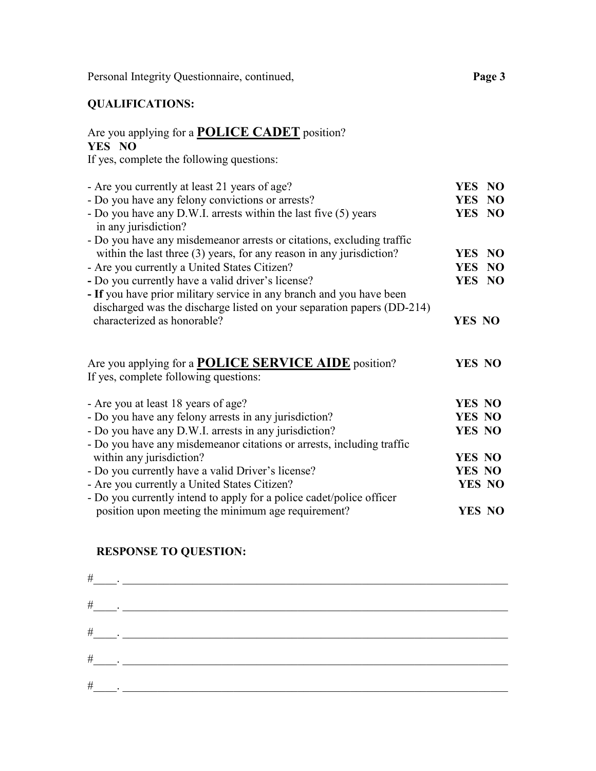## QUALIFICATIONS:

Are you applying for a **POLICE CADET** position?
**YES NO**
If yes, complete the following questions:

- Are you currently at least 21 years of age? **YES NO**
- Do you have any felony convictions or arrests? **YES NO**
- Do you have any D.W.I. arrests within the last five (5) years in any jurisdiction? **YES NO**
- Do you have any misdemeanor arrests or citations, excluding traffic within the last three (3) years, for any reason in any jurisdiction? **YES NO**
- Are you currently a United States Citizen? **YES NO**
- Do you currently have a valid driver's license? **YES NO**
- **If** you have prior military service in any branch and you have been discharged was the discharge listed on your separation papers (DD-214) characterized as honorable? **YES NO**

Are you applying for a **POLICE SERVICE AIDE** position? **YES NO**
If yes, complete following questions:

- Are you at least 18 years of age? **YES NO**
- Do you have any felony arrests in any jurisdiction? **YES NO**
- Do you have any D.W.I. arrests in any jurisdiction? **YES NO**
- Do you have any misdemeanor citations or arrests, including traffic within any jurisdiction? **YES NO**
- Do you currently have a valid Driver's license? **YES NO**
- Are you currently a United States Citizen? **YES NO**
- Do you currently intend to apply for a police cadet/police officer position upon meeting the minimum age requirement? **YES NO**

**RESPONSE TO QUESTION:**

#____. ______________________________________________________________________

#____. ______________________________________________________________________

#____. ______________________________________________________________________

#____. ______________________________________________________________________

#____. ______________________________________________________________________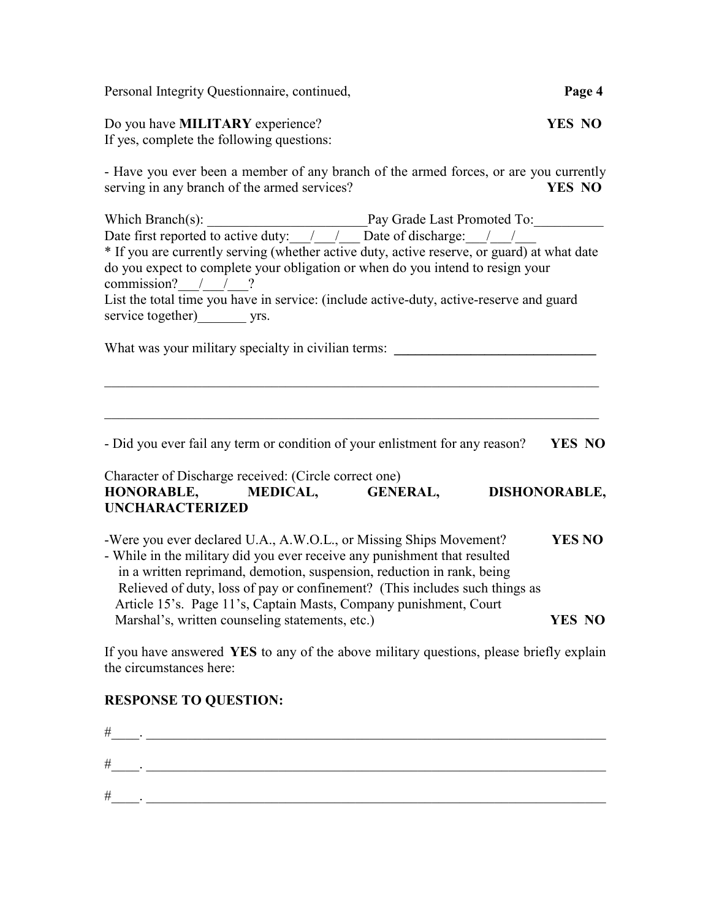Personal Integrity Questionnaire, continued, **Page 4**

Do you have **MILITARY** experience? **YES NO**
If yes, complete the following questions:

- Have you ever been a member of any branch of the armed forces, or are you currently serving in any branch of the armed services? **YES NO**

Which Branch(s): _______________________ Pay Grade Last Promoted To:__________
Date first reported to active duty:___/___/___ Date of discharge:___/___/___
* If you are currently serving (whether active duty, active reserve, or guard) at what date do you expect to complete your obligation or when do you intend to resign your commission?___/___/___?
List the total time you have in service: (include active-duty, active-reserve and guard service together)_______ yrs.

What was your military specialty in civilian terms: ______________________________

___________________________________________________________________________

___________________________________________________________________________

- Did you ever fail any term or condition of your enlistment for any reason? **YES NO**

Character of Discharge received: (Circle correct one)
**HONORABLE, MEDICAL, GENERAL, DISHONORABLE, UNCHARACTERIZED**

-Were you ever declared U.A., A.W.O.L., or Missing Ships Movement? **YES NO**
- While in the military did you ever receive any punishment that resulted in a written reprimand, demotion, suspension, reduction in rank, being Relieved of duty, loss of pay or confinement? (This includes such things as Article 15's. Page 11's, Captain Masts, Company punishment, Court Marshal's, written counseling statements, etc.) **YES NO**

If you have answered **YES** to any of the above military questions, please briefly explain the circumstances here:

**RESPONSE TO QUESTION:**

#____. _____________________________________________________________________

#____. _____________________________________________________________________

#____. _____________________________________________________________________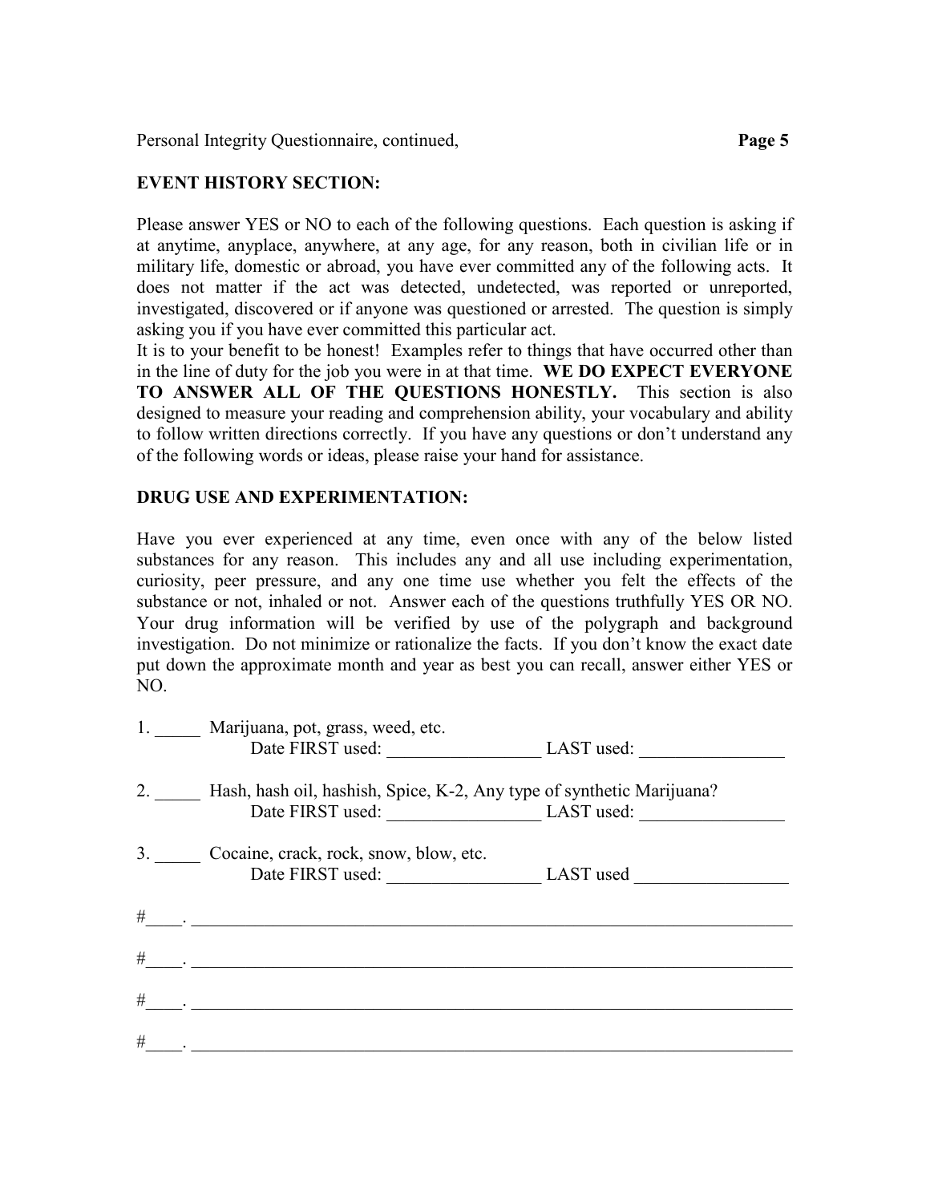Personal Integrity Questionnaire, continued, **Page 5**

**EVENT HISTORY SECTION:**

Please answer YES or NO to each of the following questions. Each question is asking if at anytime, anyplace, anywhere, at any age, for any reason, both in civilian life or in military life, domestic or abroad, you have ever committed any of the following acts. It does not matter if the act was detected, undetected, was reported or unreported, investigated, discovered or if anyone was questioned or arrested. The question is simply asking you if you have ever committed this particular act.
It is to your benefit to be honest! Examples refer to things that have occurred other than in the line of duty for the job you were in at that time. **WE DO EXPECT EVERYONE TO ANSWER ALL OF THE QUESTIONS HONESTLY.** This section is also designed to measure your reading and comprehension ability, your vocabulary and ability to follow written directions correctly. If you have any questions or don't understand any of the following words or ideas, please raise your hand for assistance.

**DRUG USE AND EXPERIMENTATION:**

Have you ever experienced at any time, even once with any of the below listed substances for any reason. This includes any and all use including experimentation, curiosity, peer pressure, and any one time use whether you felt the effects of the substance or not, inhaled or not. Answer each of the questions truthfully YES OR NO. Your drug information will be verified by use of the polygraph and background investigation. Do not minimize or rationalize the facts. If you don't know the exact date put down the approximate month and year as best you can recall, answer either YES or NO.

1. _____ Marijuana, pot, grass, weed, etc.
   Date FIRST used: _________________ LAST used: ________________

2. _____ Hash, hash oil, hashish, Spice, K-2, Any type of synthetic Marijuana?
   Date FIRST used: _________________ LAST used: ________________

3. _____ Cocaine, crack, rock, snow, blow, etc.
   Date FIRST used: _________________ LAST used _________________

#____. ______________________________________________________________________

#____. ______________________________________________________________________

#____. ______________________________________________________________________

#____. ______________________________________________________________________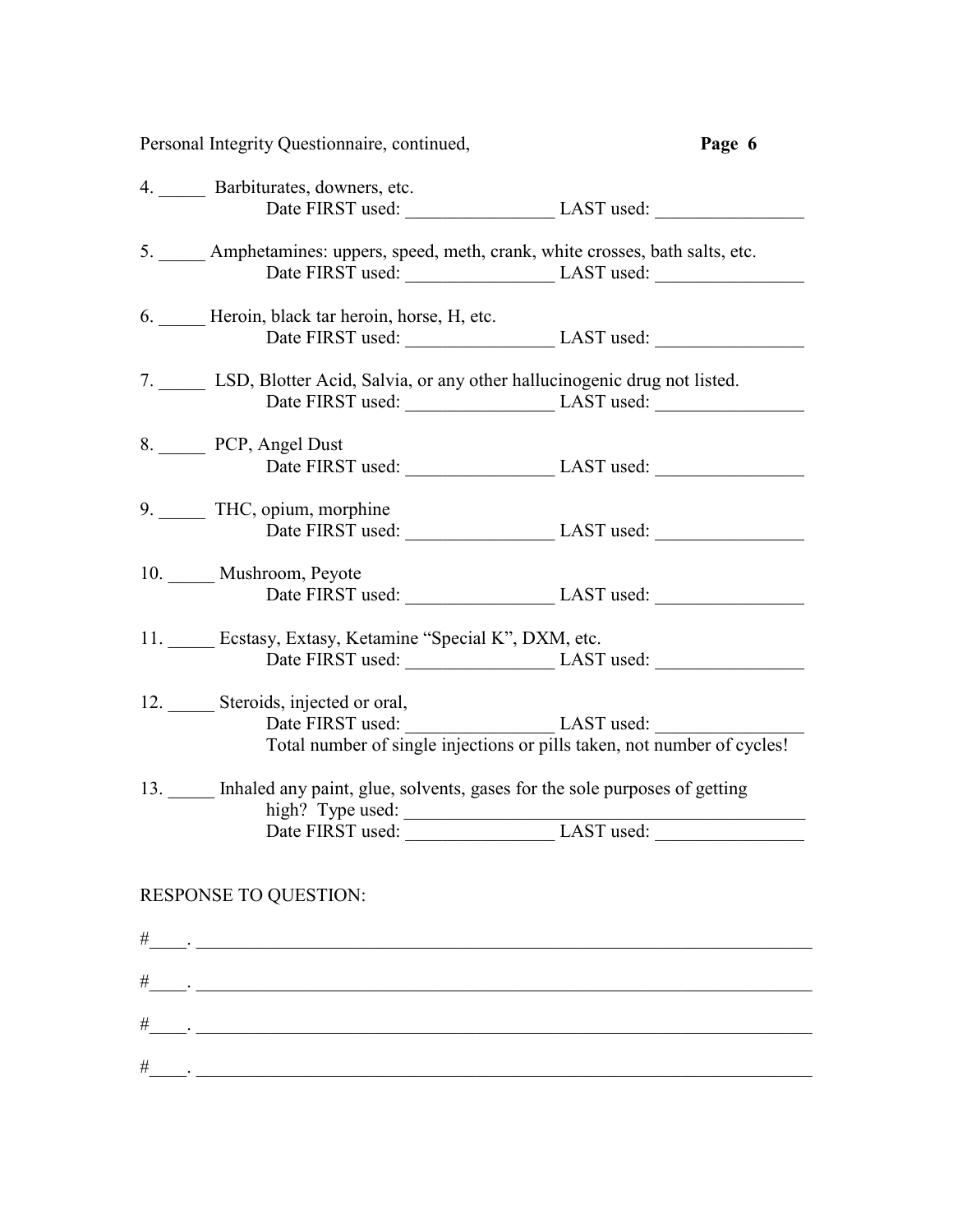Personal Integrity Questionnaire, continued,

4. _____ Barbiturates, downers, etc.
   Date FIRST used: ________________ LAST used: ________________

5. _____ Amphetamines: uppers, speed, meth, crank, white crosses, bath salts, etc.
   Date FIRST used: ________________ LAST used: ________________

6. _____ Heroin, black tar heroin, horse, H, etc.
   Date FIRST used: ________________ LAST used: ________________

7. _____ LSD, Blotter Acid, Salvia, or any other hallucinogenic drug not listed.
   Date FIRST used: ________________ LAST used: ________________

8. _____ PCP, Angel Dust
   Date FIRST used: ________________ LAST used: ________________

9. _____ THC, opium, morphine
   Date FIRST used: ________________ LAST used: ________________

10. _____ Mushroom, Peyote
   Date FIRST used: ________________ LAST used: ________________

11. _____ Ecstasy, Extasy, Ketamine "Special K", DXM, etc.
   Date FIRST used: ________________ LAST used: ________________

12. _____ Steroids, injected or oral,
   Date FIRST used: ________________ LAST used: ________________
   Total number of single injections or pills taken, not number of cycles!

13. _____ Inhaled any paint, glue, solvents, gases for the sole purposes of getting high? Type used: ______________________________________________
   Date FIRST used: ________________ LAST used: ________________

RESPONSE TO QUESTION:

#____. ________________________________________________________________________

#____. ________________________________________________________________________

#____. ________________________________________________________________________

#____. ________________________________________________________________________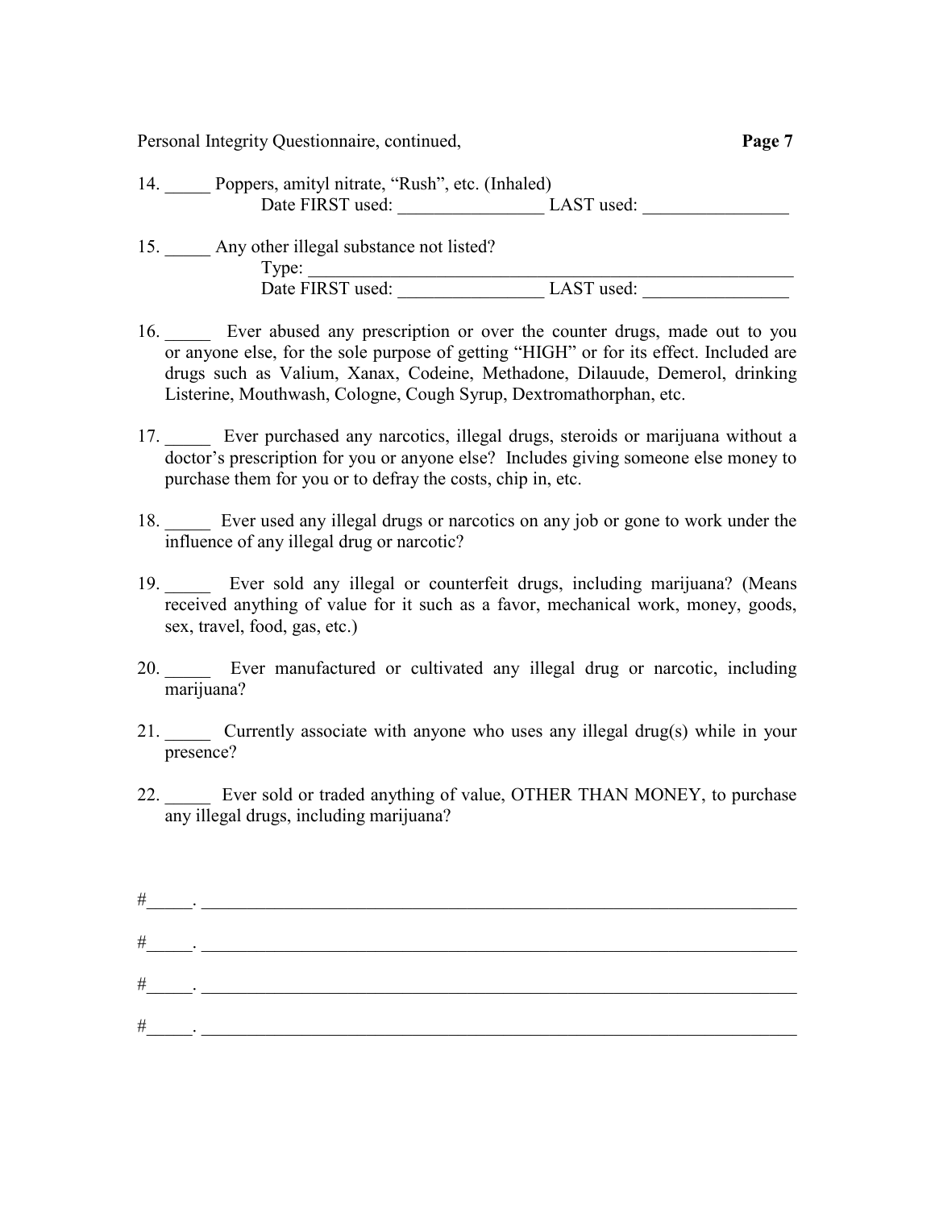14. _____ Poppers, amityl nitrate, "Rush", etc. (Inhaled)
Date FIRST used: ________________ LAST used: ________________

15. _____ Any other illegal substance not listed?
Type: ______________________________________________________
Date FIRST used: ________________ LAST used: ________________

16. _____ Ever abused any prescription or over the counter drugs, made out to you or anyone else, for the sole purpose of getting "HIGH" or for its effect. Included are drugs such as Valium, Xanax, Codeine, Methadone, Dilauude, Demerol, drinking Listerine, Mouthwash, Cologne, Cough Syrup, Dextromathorphan, etc.

17. _____ Ever purchased any narcotics, illegal drugs, steroids or marijuana without a doctor's prescription for you or anyone else? Includes giving someone else money to purchase them for you or to defray the costs, chip in, etc.

18. _____ Ever used any illegal drugs or narcotics on any job or gone to work under the influence of any illegal drug or narcotic?

19. _____ Ever sold any illegal or counterfeit drugs, including marijuana? (Means received anything of value for it such as a favor, mechanical work, money, goods, sex, travel, food, gas, etc.)

20. _____ Ever manufactured or cultivated any illegal drug or narcotic, including marijuana?

21. _____ Currently associate with anyone who uses any illegal drug(s) while in your presence?

22. _____ Ever sold or traded anything of value, OTHER THAN MONEY, to purchase any illegal drugs, including marijuana?

#_____. ____________________________________________________________________

#_____. ____________________________________________________________________

#_____. ____________________________________________________________________

#_____. ____________________________________________________________________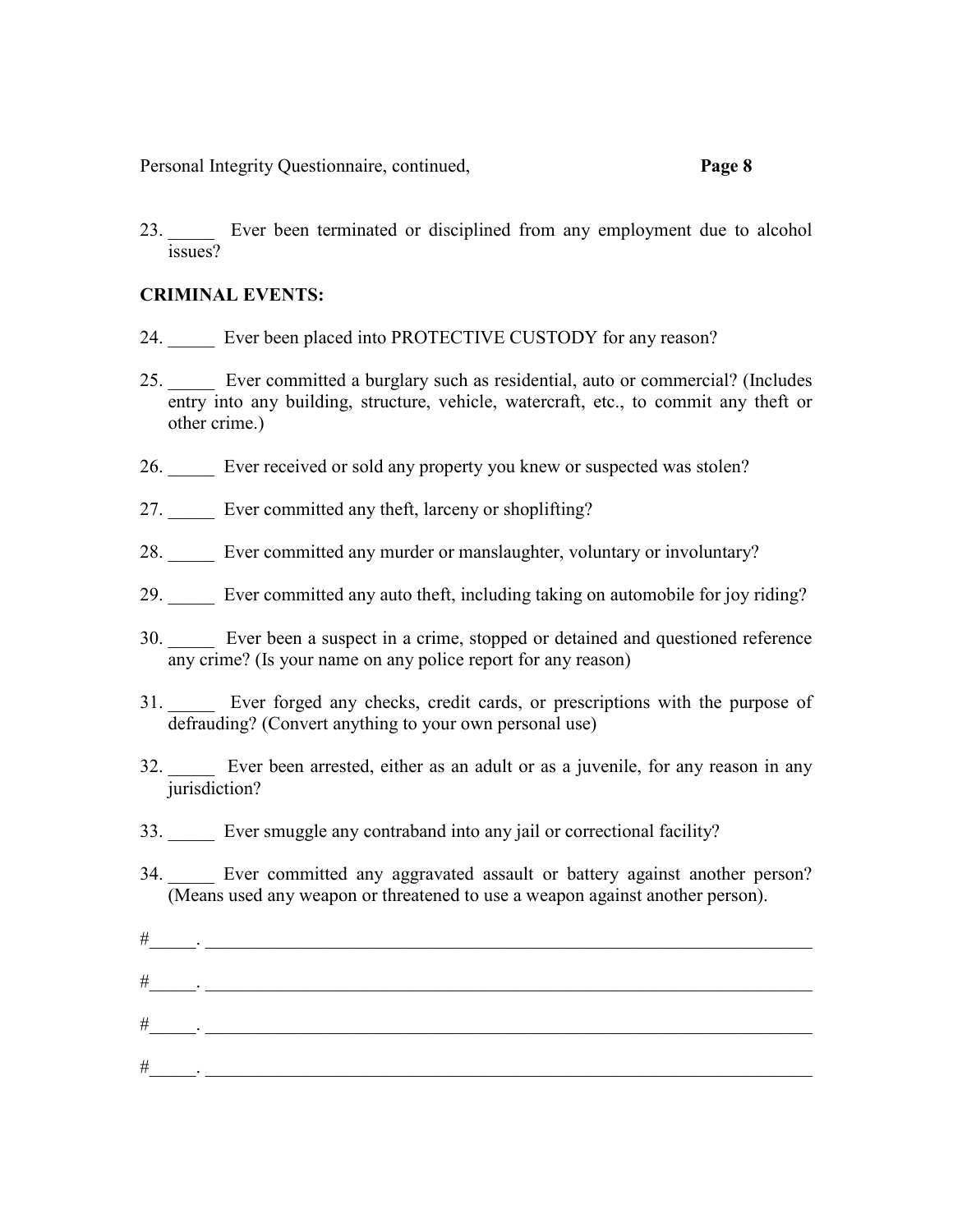23. _____ Ever been terminated or disciplined from any employment due to alcohol issues?

**CRIMINAL EVENTS:**

24. _____ Ever been placed into PROTECTIVE CUSTODY for any reason?

25. _____ Ever committed a burglary such as residential, auto or commercial? (Includes entry into any building, structure, vehicle, watercraft, etc., to commit any theft or other crime.)

26. _____ Ever received or sold any property you knew or suspected was stolen?

27. _____ Ever committed any theft, larceny or shoplifting?

28. _____ Ever committed any murder or manslaughter, voluntary or involuntary?

29. _____ Ever committed any auto theft, including taking on automobile for joy riding?

30. _____ Ever been a suspect in a crime, stopped or detained and questioned reference any crime? (Is your name on any police report for any reason)

31. _____ Ever forged any checks, credit cards, or prescriptions with the purpose of defrauding? (Convert anything to your own personal use)

32. _____ Ever been arrested, either as an adult or as a juvenile, for any reason in any jurisdiction?

33. _____ Ever smuggle any contraband into any jail or correctional facility?

34. _____ Ever committed any aggravated assault or battery against another person? (Means used any weapon or threatened to use a weapon against another person).

#_____. ______________________________________________________________________

#_____. ______________________________________________________________________

#_____. ______________________________________________________________________

#_____. ______________________________________________________________________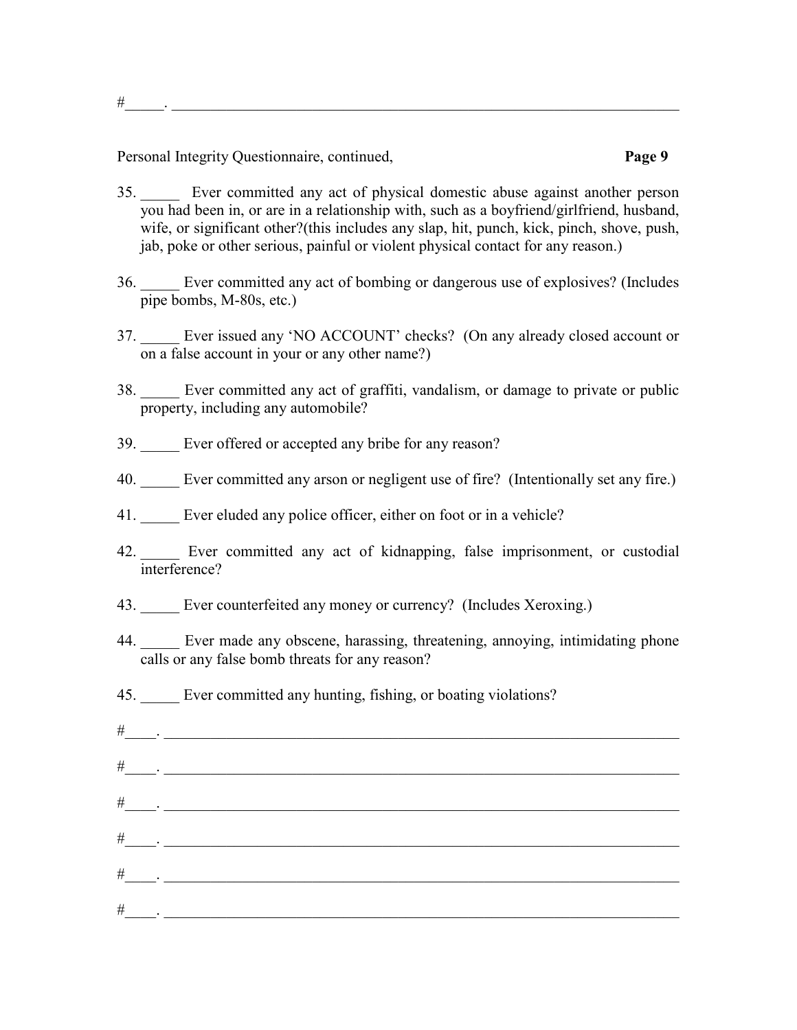#_____. ______________________________________________________________________

Personal Integrity Questionnaire, continued, **Page 9**

35. _____ Ever committed any act of physical domestic abuse against another person you had been in, or are in a relationship with, such as a boyfriend/girlfriend, husband, wife, or significant other?(this includes any slap, hit, punch, kick, pinch, shove, push, jab, poke or other serious, painful or violent physical contact for any reason.)

36. _____ Ever committed any act of bombing or dangerous use of explosives? (Includes pipe bombs, M-80s, etc.)

37. _____ Ever issued any 'NO ACCOUNT' checks? (On any already closed account or on a false account in your or any other name?)

38. _____ Ever committed any act of graffiti, vandalism, or damage to private or public property, including any automobile?

39. _____ Ever offered or accepted any bribe for any reason?

40. _____ Ever committed any arson or negligent use of fire? (Intentionally set any fire.)

41. _____ Ever eluded any police officer, either on foot or in a vehicle?

42. _____ Ever committed any act of kidnapping, false imprisonment, or custodial interference?

43. _____ Ever counterfeited any money or currency? (Includes Xeroxing.)

44. _____ Ever made any obscene, harassing, threatening, annoying, intimidating phone calls or any false bomb threats for any reason?

45. _____ Ever committed any hunting, fishing, or boating violations?

#____. ______________________________________________________________________

#____. ______________________________________________________________________

#____. ______________________________________________________________________

#____. ______________________________________________________________________

#____. ______________________________________________________________________

#____. ______________________________________________________________________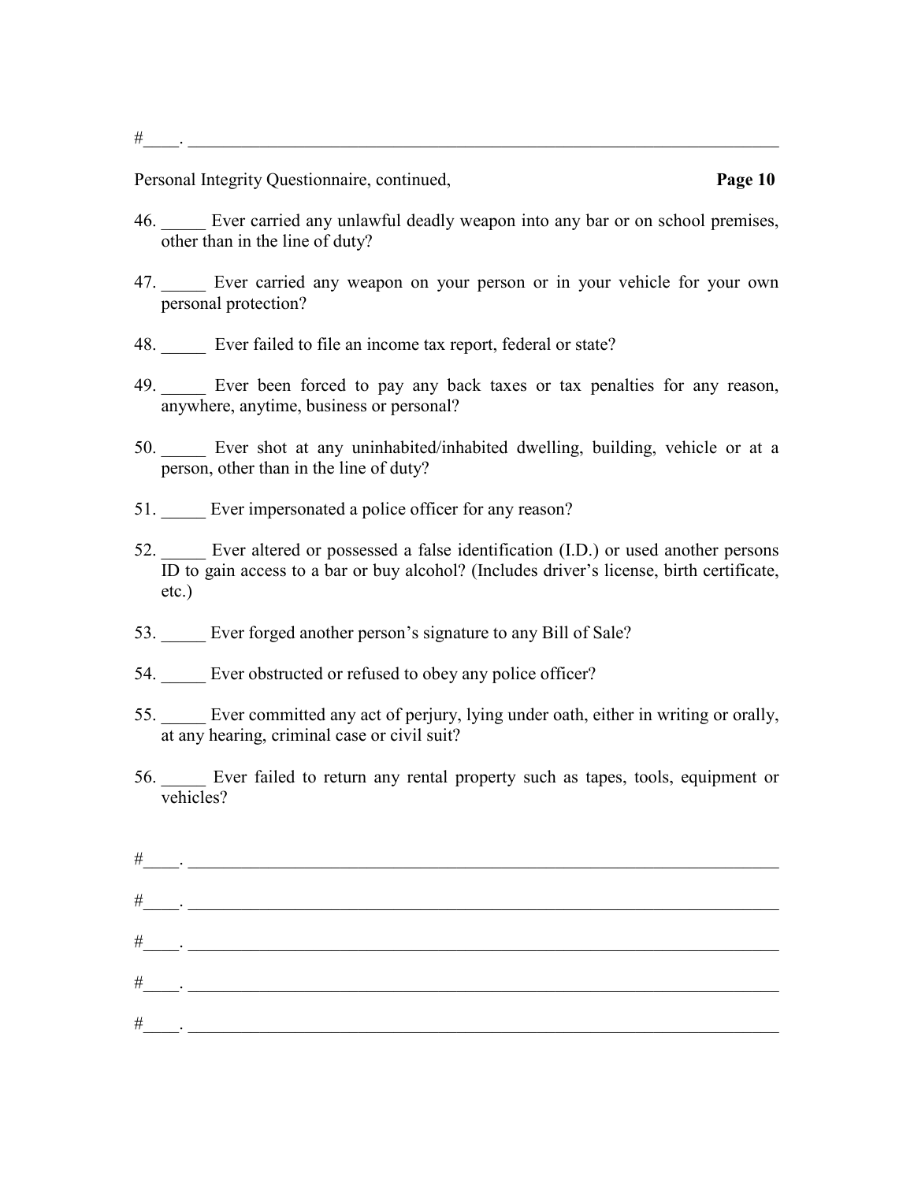#____. ______________________________________________________________________

Personal Integrity Questionnaire, continued, **Page 10**

46. _____ Ever carried any unlawful deadly weapon into any bar or on school premises, other than in the line of duty?

47. _____ Ever carried any weapon on your person or in your vehicle for your own personal protection?

48. _____ Ever failed to file an income tax report, federal or state?

49. _____ Ever been forced to pay any back taxes or tax penalties for any reason, anywhere, anytime, business or personal?

50. _____ Ever shot at any uninhabited/inhabited dwelling, building, vehicle or at a person, other than in the line of duty?

51. _____ Ever impersonated a police officer for any reason?

52. _____ Ever altered or possessed a false identification (I.D.) or used another persons ID to gain access to a bar or buy alcohol? (Includes driver's license, birth certificate, etc.)

53. _____ Ever forged another person's signature to any Bill of Sale?

54. _____ Ever obstructed or refused to obey any police officer?

55. _____ Ever committed any act of perjury, lying under oath, either in writing or orally, at any hearing, criminal case or civil suit?

56. _____ Ever failed to return any rental property such as tapes, tools, equipment or vehicles?

#____. ______________________________________________________________________

#____. ______________________________________________________________________

#____. ______________________________________________________________________

#____. ______________________________________________________________________

#____. ______________________________________________________________________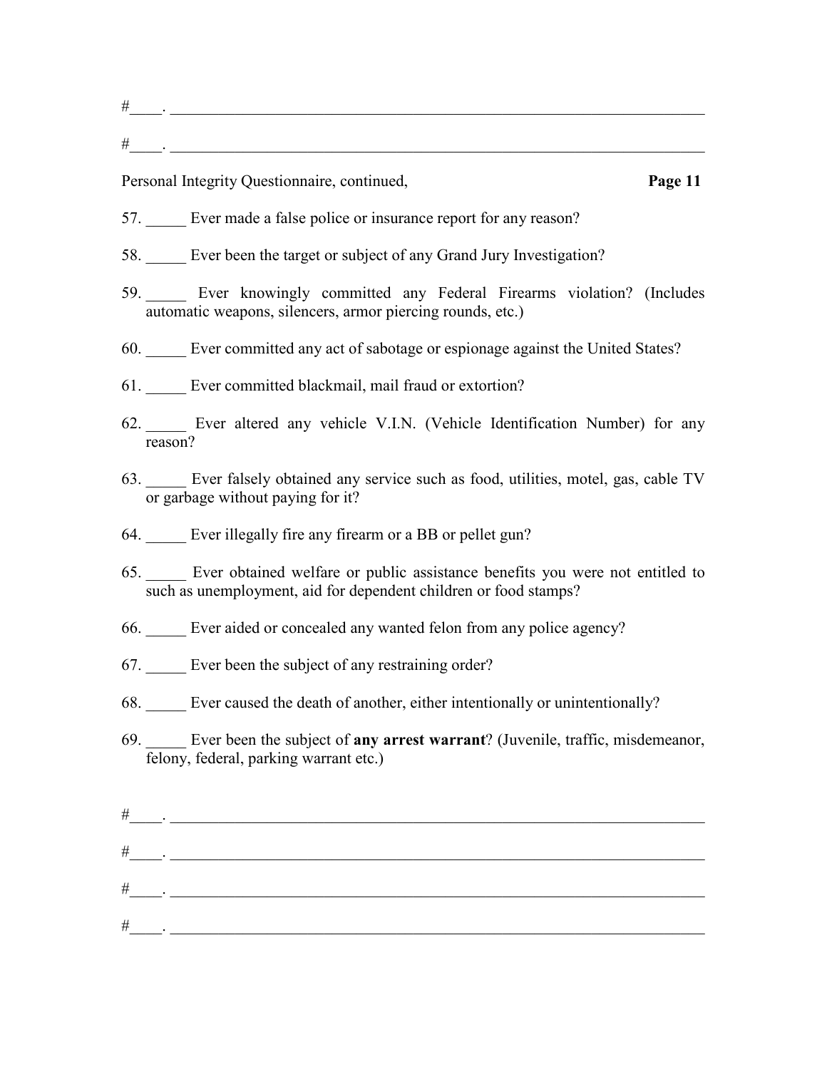#____. ______________________________________________________________________

#____. ______________________________________________________________________

Personal Integrity Questionnaire, continued, **Page 11**

57. _____ Ever made a false police or insurance report for any reason?

58. _____ Ever been the target or subject of any Grand Jury Investigation?

59. _____ Ever knowingly committed any Federal Firearms violation? (Includes automatic weapons, silencers, armor piercing rounds, etc.)

60. _____ Ever committed any act of sabotage or espionage against the United States?

61. _____ Ever committed blackmail, mail fraud or extortion?

62. _____ Ever altered any vehicle V.I.N. (Vehicle Identification Number) for any reason?

63. _____ Ever falsely obtained any service such as food, utilities, motel, gas, cable TV or garbage without paying for it?

64. _____ Ever illegally fire any firearm or a BB or pellet gun?

65. _____ Ever obtained welfare or public assistance benefits you were not entitled to such as unemployment, aid for dependent children or food stamps?

66. _____ Ever aided or concealed any wanted felon from any police agency?

67. _____ Ever been the subject of any restraining order?

68. _____ Ever caused the death of another, either intentionally or unintentionally?

69. _____ Ever been the subject of **any arrest warrant**? (Juvenile, traffic, misdemeanor, felony, federal, parking warrant etc.)

#____. ______________________________________________________________________

#____. ______________________________________________________________________

#____. ______________________________________________________________________

#____. ______________________________________________________________________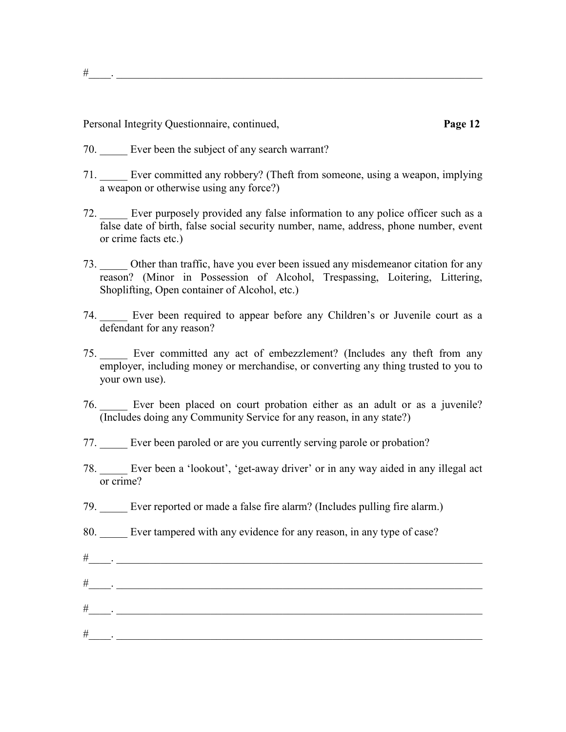#____. ___________________________________________________________________________

Personal Integrity Questionnaire, continued, **Page 12**

70. _____ Ever been the subject of any search warrant?

71. _____ Ever committed any robbery? (Theft from someone, using a weapon, implying a weapon or otherwise using any force?)

72. _____ Ever purposely provided any false information to any police officer such as a false date of birth, false social security number, name, address, phone number, event or crime facts etc.)

73. _____ Other than traffic, have you ever been issued any misdemeanor citation for any reason? (Minor in Possession of Alcohol, Trespassing, Loitering, Littering, Shoplifting, Open container of Alcohol, etc.)

74. _____ Ever been required to appear before any Children's or Juvenile court as a defendant for any reason?

75. _____ Ever committed any act of embezzlement? (Includes any theft from any employer, including money or merchandise, or converting any thing trusted to you to your own use).

76. _____ Ever been placed on court probation either as an adult or as a juvenile? (Includes doing any Community Service for any reason, in any state?)

77. _____ Ever been paroled or are you currently serving parole or probation?

78. _____ Ever been a 'lookout', 'get-away driver' or in any way aided in any illegal act or crime?

79. _____ Ever reported or made a false fire alarm? (Includes pulling fire alarm.)

80. _____ Ever tampered with any evidence for any reason, in any type of case?

#____. ___________________________________________________________________________

#____. ___________________________________________________________________________

#____. ___________________________________________________________________________

#____. ___________________________________________________________________________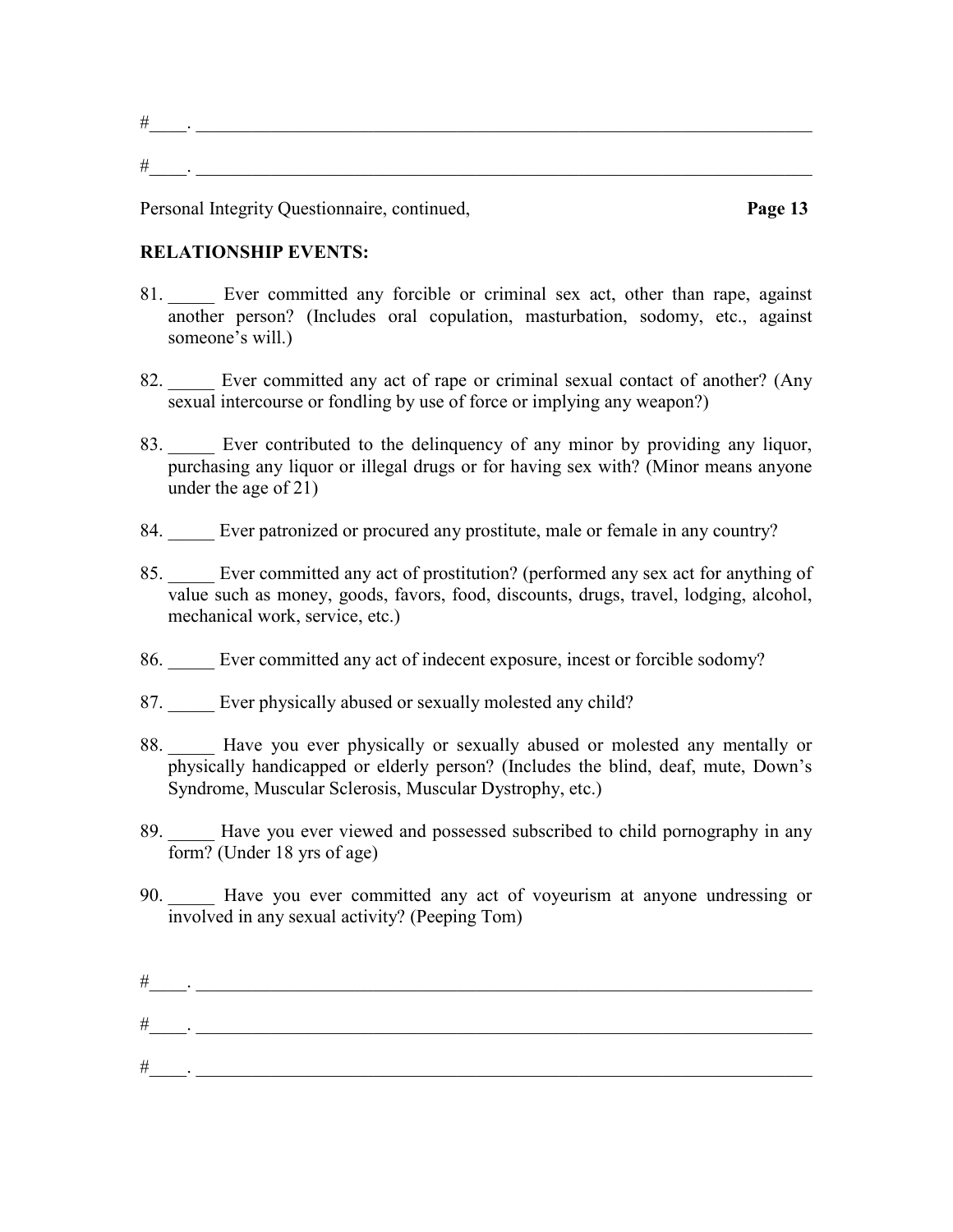#____. ______________________________________________________________________

#____. ______________________________________________________________________

Personal Integrity Questionnaire, continued, **Page 13**

**RELATIONSHIP EVENTS:**

81. _____ Ever committed any forcible or criminal sex act, other than rape, against another person? (Includes oral copulation, masturbation, sodomy, etc., against someone's will.)

82. _____ Ever committed any act of rape or criminal sexual contact of another? (Any sexual intercourse or fondling by use of force or implying any weapon?)

83. _____ Ever contributed to the delinquency of any minor by providing any liquor, purchasing any liquor or illegal drugs or for having sex with? (Minor means anyone under the age of 21)

84. _____ Ever patronized or procured any prostitute, male or female in any country?

85. _____ Ever committed any act of prostitution? (performed any sex act for anything of value such as money, goods, favors, food, discounts, drugs, travel, lodging, alcohol, mechanical work, service, etc.)

86. _____ Ever committed any act of indecent exposure, incest or forcible sodomy?

87. _____ Ever physically abused or sexually molested any child?

88. _____ Have you ever physically or sexually abused or molested any mentally or physically handicapped or elderly person? (Includes the blind, deaf, mute, Down's Syndrome, Muscular Sclerosis, Muscular Dystrophy, etc.)

89. _____ Have you ever viewed and possessed subscribed to child pornography in any form? (Under 18 yrs of age)

90. _____ Have you ever committed any act of voyeurism at anyone undressing or involved in any sexual activity? (Peeping Tom)

#____. ______________________________________________________________________

#____. ______________________________________________________________________

#____. ______________________________________________________________________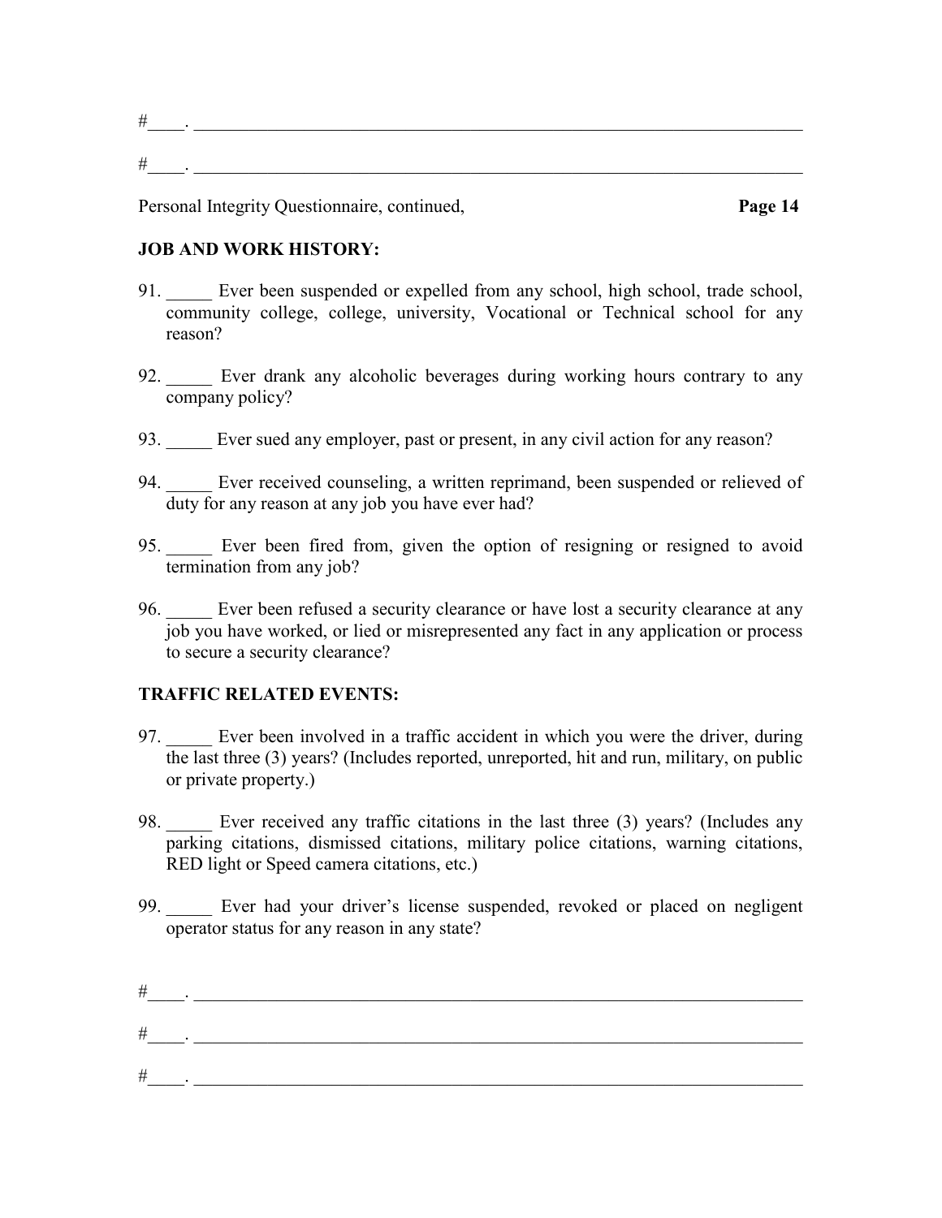#____. ______________________________________________________________________

#____. ______________________________________________________________________

Personal Integrity Questionnaire, continued, **Page 14**

**JOB AND WORK HISTORY:**

91. _____ Ever been suspended or expelled from any school, high school, trade school, community college, college, university, Vocational or Technical school for any reason?

92. _____ Ever drank any alcoholic beverages during working hours contrary to any company policy?

93. _____ Ever sued any employer, past or present, in any civil action for any reason?

94. _____ Ever received counseling, a written reprimand, been suspended or relieved of duty for any reason at any job you have ever had?

95. _____ Ever been fired from, given the option of resigning or resigned to avoid termination from any job?

96. _____ Ever been refused a security clearance or have lost a security clearance at any job you have worked, or lied or misrepresented any fact in any application or process to secure a security clearance?

**TRAFFIC RELATED EVENTS:**

97. _____ Ever been involved in a traffic accident in which you were the driver, during the last three (3) years? (Includes reported, unreported, hit and run, military, on public or private property.)

98. _____ Ever received any traffic citations in the last three (3) years? (Includes any parking citations, dismissed citations, military police citations, warning citations, RED light or Speed camera citations, etc.)

99. _____ Ever had your driver's license suspended, revoked or placed on negligent operator status for any reason in any state?

#____. ______________________________________________________________________

#____. ______________________________________________________________________

#____. ______________________________________________________________________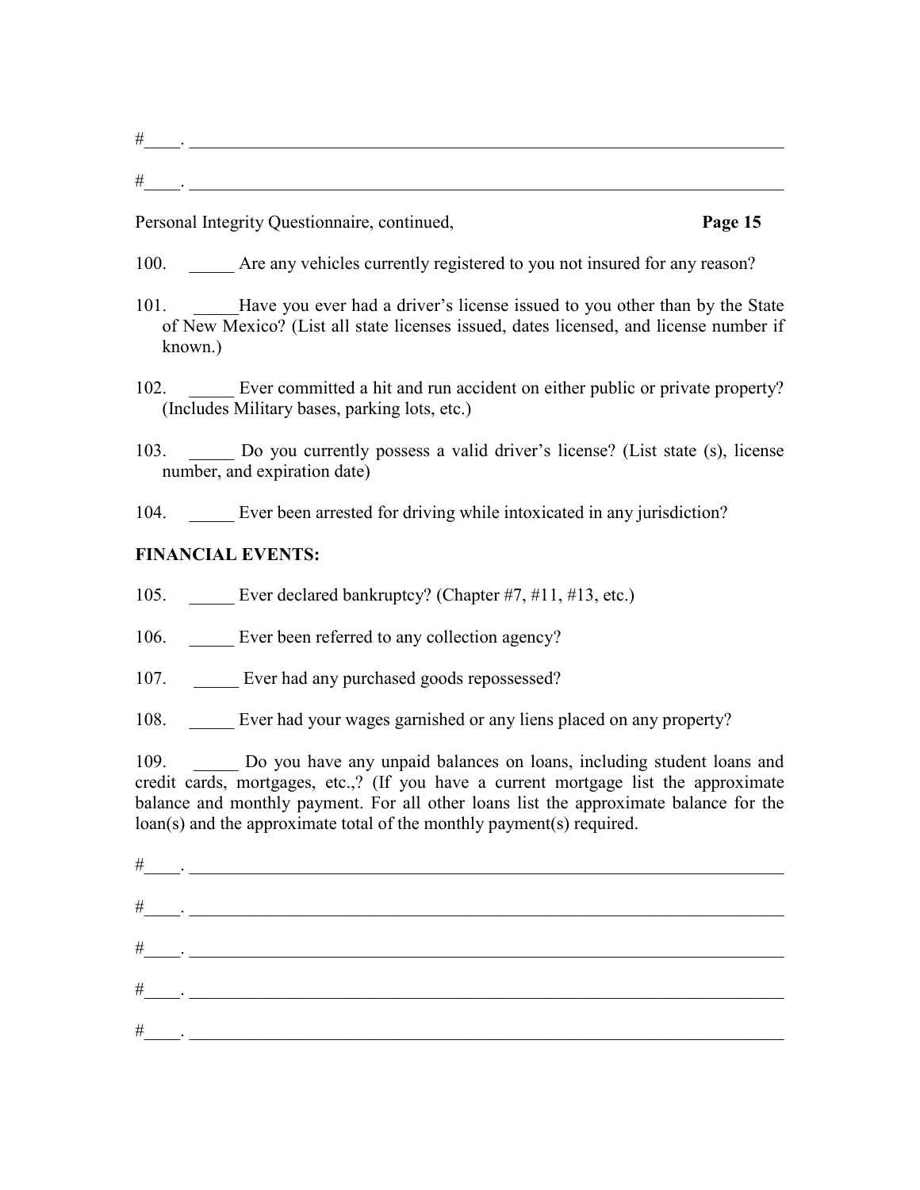#____. ______________________________________________________________________

#____. ______________________________________________________________________

Personal Integrity Questionnaire, continued, **Page 15**

100. _____ Are any vehicles currently registered to you not insured for any reason?

101. _____Have you ever had a driver's license issued to you other than by the State of New Mexico? (List all state licenses issued, dates licensed, and license number if known.)

102. _____ Ever committed a hit and run accident on either public or private property? (Includes Military bases, parking lots, etc.)

103. _____ Do you currently possess a valid driver's license? (List state (s), license number, and expiration date)

104. _____ Ever been arrested for driving while intoxicated in any jurisdiction?

**FINANCIAL EVENTS:**

105. _____ Ever declared bankruptcy? (Chapter #7, #11, #13, etc.)

106. _____ Ever been referred to any collection agency?

107. _____ Ever had any purchased goods repossessed?

108. _____ Ever had your wages garnished or any liens placed on any property?

109. _____ Do you have any unpaid balances on loans, including student loans and credit cards, mortgages, etc.,? (If you have a current mortgage list the approximate balance and monthly payment. For all other loans list the approximate balance for the loan(s) and the approximate total of the monthly payment(s) required.

#____. ______________________________________________________________________

#____. ______________________________________________________________________

#____. ______________________________________________________________________

#____. ______________________________________________________________________

#____. ______________________________________________________________________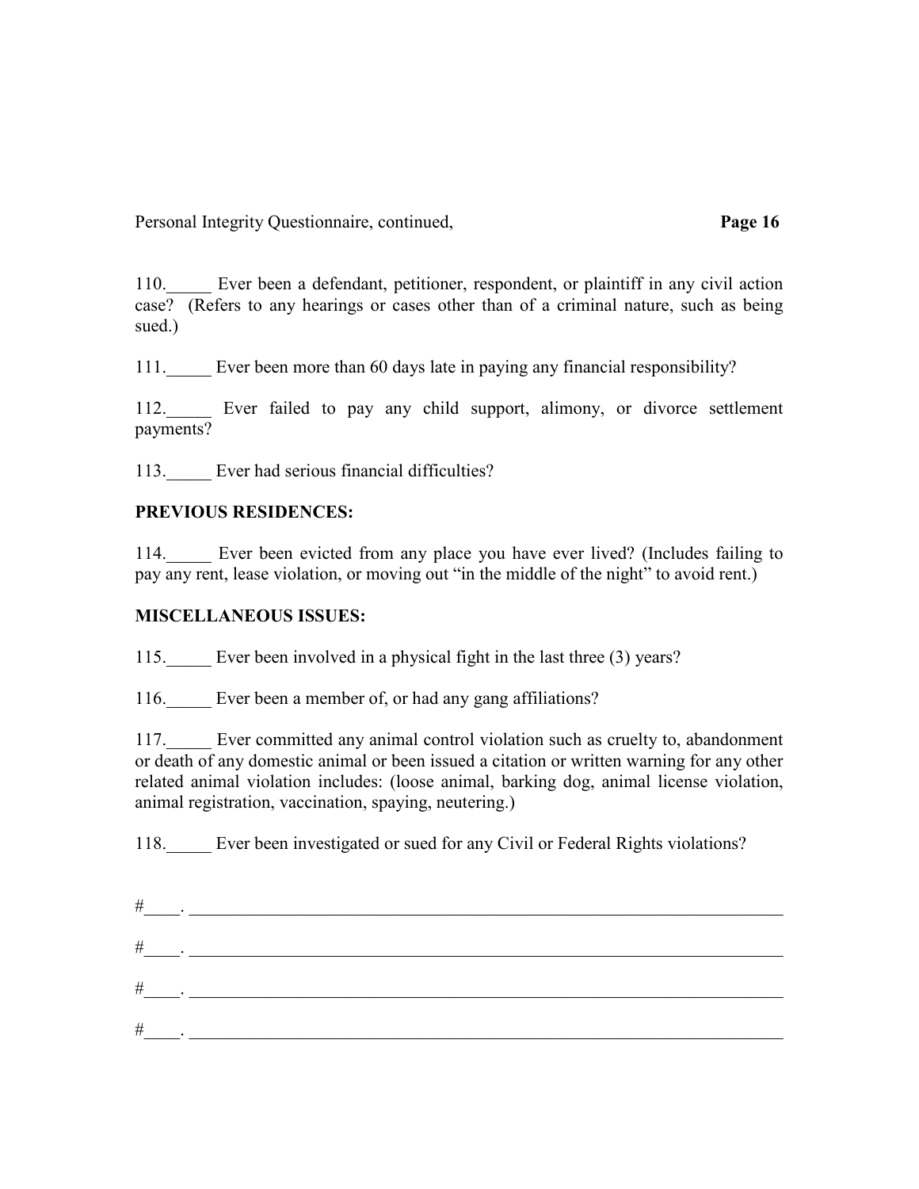110.\_\_\_\_\_ Ever been a defendant, petitioner, respondent, or plaintiff in any civil action case? (Refers to any hearings or cases other than of a criminal nature, such as being sued.)

111.\_\_\_\_\_ Ever been more than 60 days late in paying any financial responsibility?

112.\_\_\_\_\_ Ever failed to pay any child support, alimony, or divorce settlement payments?

113.\_\_\_\_\_ Ever had serious financial difficulties?

**PREVIOUS RESIDENCES:**

114.\_\_\_\_\_ Ever been evicted from any place you have ever lived? (Includes failing to pay any rent, lease violation, or moving out "in the middle of the night" to avoid rent.)

**MISCELLANEOUS ISSUES:**

115.\_\_\_\_\_ Ever been involved in a physical fight in the last three (3) years?

116.\_\_\_\_\_ Ever been a member of, or had any gang affiliations?

117.\_\_\_\_\_ Ever committed any animal control violation such as cruelty to, abandonment or death of any domestic animal or been issued a citation or written warning for any other related animal violation includes: (loose animal, barking dog, animal license violation, animal registration, vaccination, spaying, neutering.)

118.\_\_\_\_\_ Ever been investigated or sued for any Civil or Federal Rights violations?

#\_\_\_\_. \_\_\_\_\_\_\_\_\_\_\_\_\_\_\_\_\_\_\_\_\_\_\_\_\_\_\_\_\_\_\_\_\_\_\_\_\_\_\_\_\_\_\_\_\_\_\_\_\_\_\_\_\_\_\_\_\_\_\_\_\_\_\_\_\_\_

#\_\_\_\_. \_\_\_\_\_\_\_\_\_\_\_\_\_\_\_\_\_\_\_\_\_\_\_\_\_\_\_\_\_\_\_\_\_\_\_\_\_\_\_\_\_\_\_\_\_\_\_\_\_\_\_\_\_\_\_\_\_\_\_\_\_\_\_\_\_\_

#\_\_\_\_. \_\_\_\_\_\_\_\_\_\_\_\_\_\_\_\_\_\_\_\_\_\_\_\_\_\_\_\_\_\_\_\_\_\_\_\_\_\_\_\_\_\_\_\_\_\_\_\_\_\_\_\_\_\_\_\_\_\_\_\_\_\_\_\_\_\_

#\_\_\_\_. \_\_\_\_\_\_\_\_\_\_\_\_\_\_\_\_\_\_\_\_\_\_\_\_\_\_\_\_\_\_\_\_\_\_\_\_\_\_\_\_\_\_\_\_\_\_\_\_\_\_\_\_\_\_\_\_\_\_\_\_\_\_\_\_\_\_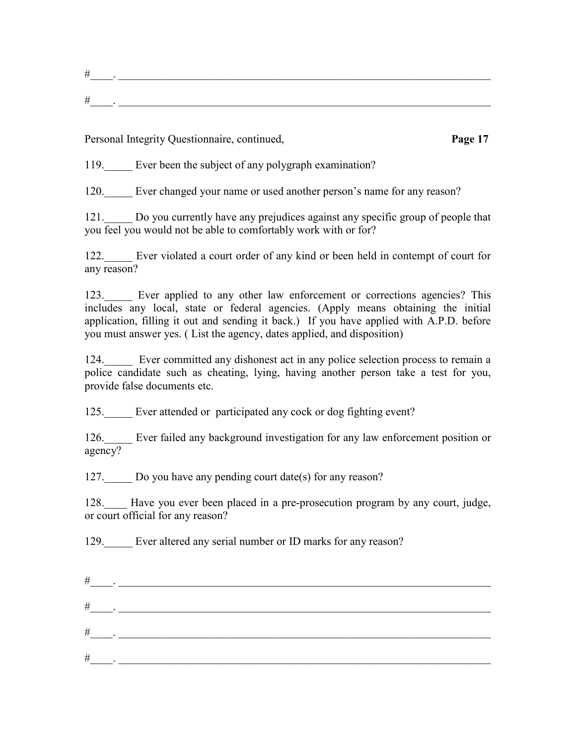#____. ______________________________________________________________________

#____. ______________________________________________________________________

Personal Integrity Questionnaire, continued, **Page 17**

119._____ Ever been the subject of any polygraph examination?

120._____ Ever changed your name or used another person's name for any reason?

121._____ Do you currently have any prejudices against any specific group of people that you feel you would not be able to comfortably work with or for?

122._____ Ever violated a court order of any kind or been held in contempt of court for any reason?

123._____ Ever applied to any other law enforcement or corrections agencies? This includes any local, state or federal agencies. (Apply means obtaining the initial application, filling it out and sending it back.) If you have applied with A.P.D. before you must answer yes. ( List the agency, dates applied, and disposition)

124._____ Ever committed any dishonest act in any police selection process to remain a police candidate such as cheating, lying, having another person take a test for you, provide false documents etc.

125._____ Ever attended or participated any cock or dog fighting event?

126._____ Ever failed any background investigation for any law enforcement position or agency?

127._____ Do you have any pending court date(s) for any reason?

128.____ Have you ever been placed in a pre-prosecution program by any court, judge, or court official for any reason?

129._____ Ever altered any serial number or ID marks for any reason?

#____. ______________________________________________________________________

#____. ______________________________________________________________________

#____. ______________________________________________________________________

#____. ______________________________________________________________________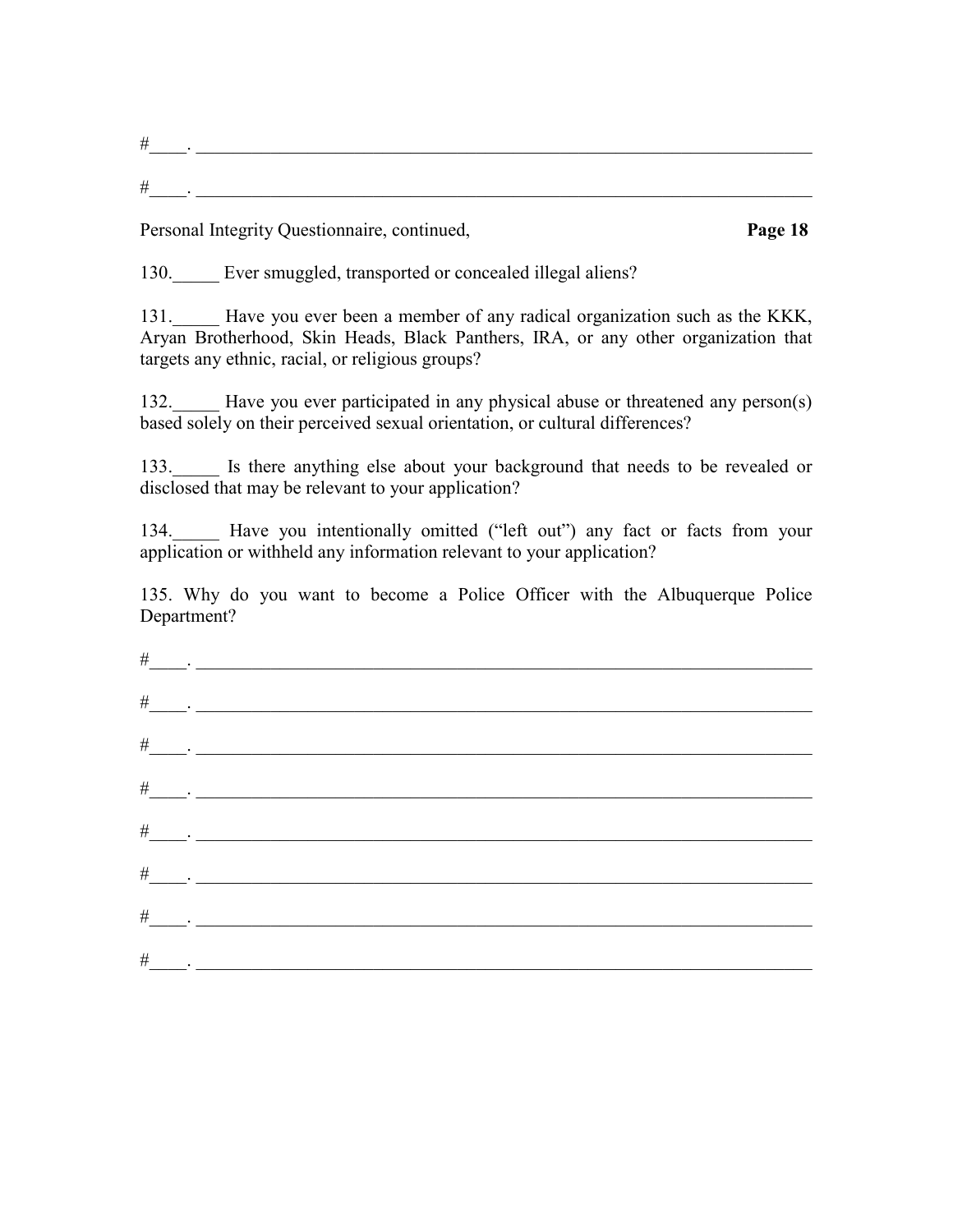#____. ______________________________________________________________________

#____. ______________________________________________________________________

Personal Integrity Questionnaire, continued, **Page 18**

130._____ Ever smuggled, transported or concealed illegal aliens?

131._____ Have you ever been a member of any radical organization such as the KKK, Aryan Brotherhood, Skin Heads, Black Panthers, IRA, or any other organization that targets any ethnic, racial, or religious groups?

132._____ Have you ever participated in any physical abuse or threatened any person(s) based solely on their perceived sexual orientation, or cultural differences?

133._____ Is there anything else about your background that needs to be revealed or disclosed that may be relevant to your application?

134._____ Have you intentionally omitted ("left out") any fact or facts from your application or withheld any information relevant to your application?

135. Why do you want to become a Police Officer with the Albuquerque Police Department?

#____. ______________________________________________________________________

#____. ______________________________________________________________________

#____. ______________________________________________________________________

#____. ______________________________________________________________________

#____. ______________________________________________________________________

#____. ______________________________________________________________________

#____. ______________________________________________________________________

#____. ______________________________________________________________________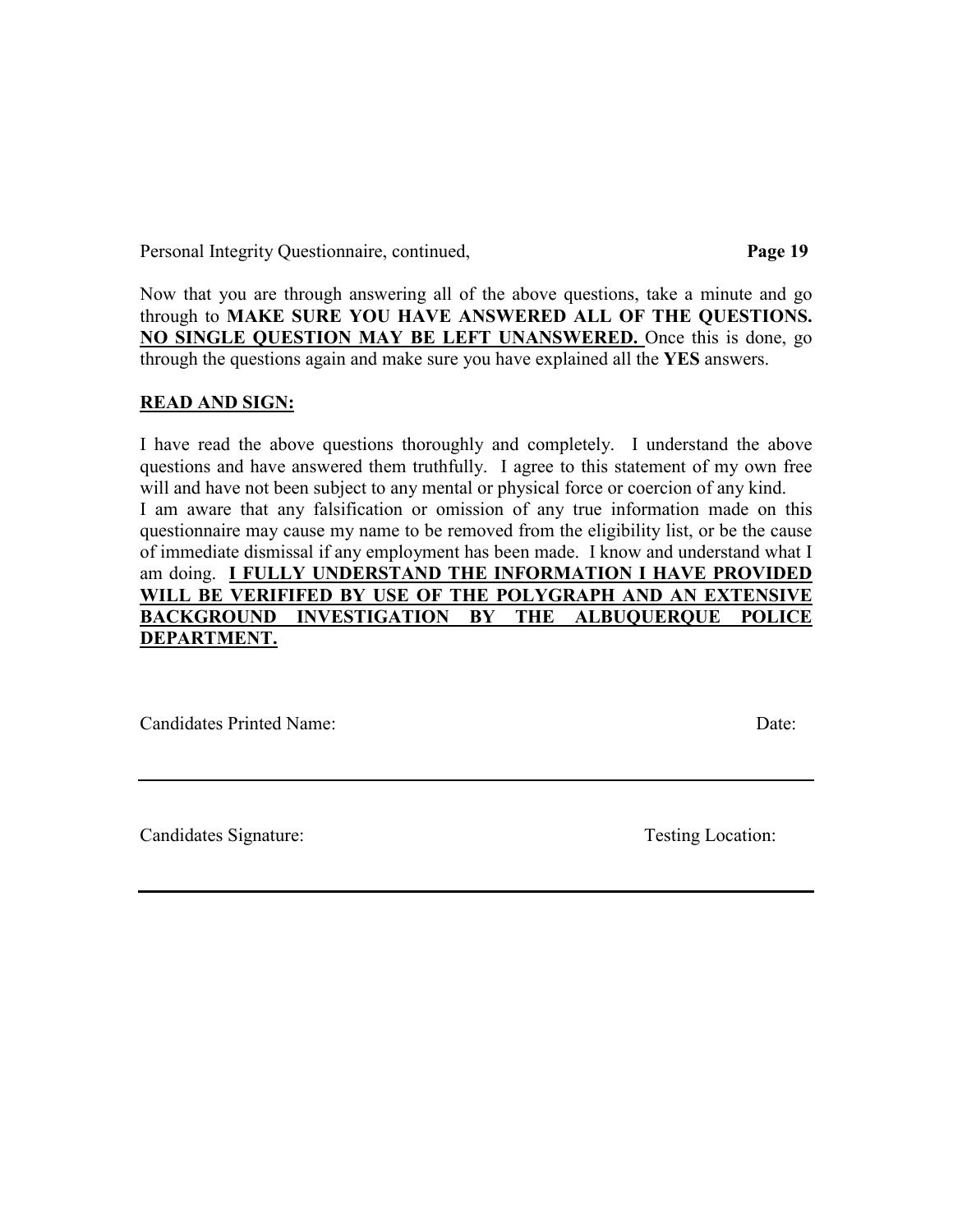Personal Integrity Questionnaire, continued,

Now that you are through answering all of the above questions, take a minute and go through to **MAKE SURE YOU HAVE ANSWERED ALL OF THE QUESTIONS.** **<u>NO SINGLE QUESTION MAY BE LEFT UNANSWERED.</u>** Once this is done, go through the questions again and make sure you have explained all the **YES** answers.

**<u>READ AND SIGN:</u>**

I have read the above questions thoroughly and completely. I understand the above questions and have answered them truthfully. I agree to this statement of my own free will and have not been subject to any mental or physical force or coercion of any kind.

I am aware that any falsification or omission of any true information made on this questionnaire may cause my name to be removed from the eligibility list, or be the cause of immediate dismissal if any employment has been made. I know and understand what I am doing. **<u>I FULLY UNDERSTAND THE INFORMATION I HAVE PROVIDED WILL BE VERIFIFED BY USE OF THE POLYGRAPH AND AN EXTENSIVE BACKGROUND INVESTIGATION BY THE ALBUQUERQUE POLICE DEPARTMENT.</u>**

Candidates Printed Name: Date:

---

Candidates Signature: Testing Location:

---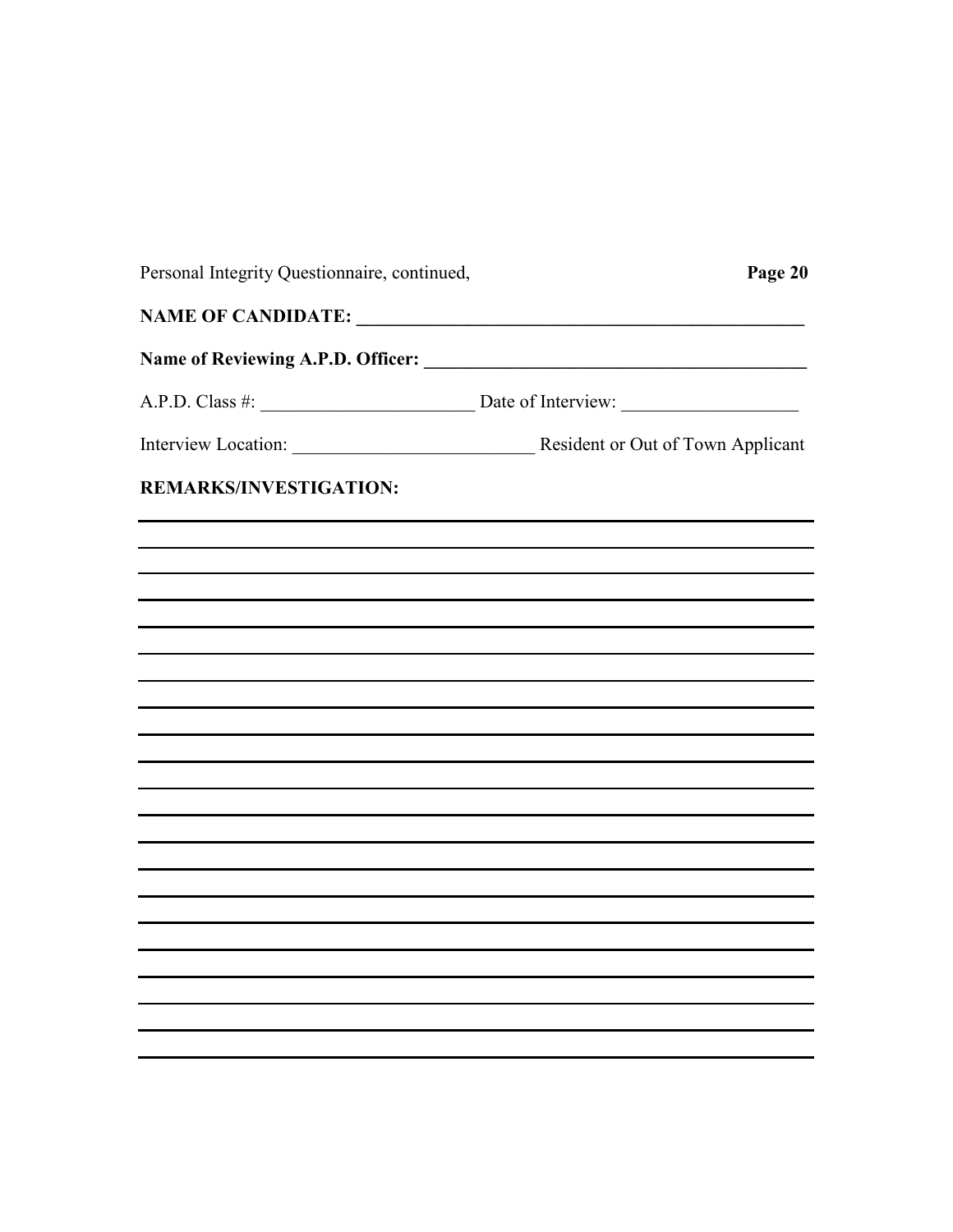Personal Integrity Questionnaire, continued, **Page 20**

**NAME OF CANDIDATE: ____________________________________________**

**Name of Reviewing A.P.D. Officer: ____________________________________**

A.P.D. Class #: ______________________ Date of Interview: __________________

Interview Location: ________________________ Resident or Out of Town Applicant

**REMARKS/INVESTIGATION:**

___________________________________________________________________________

___________________________________________________________________________

___________________________________________________________________________

___________________________________________________________________________

___________________________________________________________________________

___________________________________________________________________________

___________________________________________________________________________

___________________________________________________________________________

___________________________________________________________________________

___________________________________________________________________________

___________________________________________________________________________

___________________________________________________________________________

___________________________________________________________________________

___________________________________________________________________________

___________________________________________________________________________

___________________________________________________________________________

___________________________________________________________________________

___________________________________________________________________________

___________________________________________________________________________

___________________________________________________________________________

___________________________________________________________________________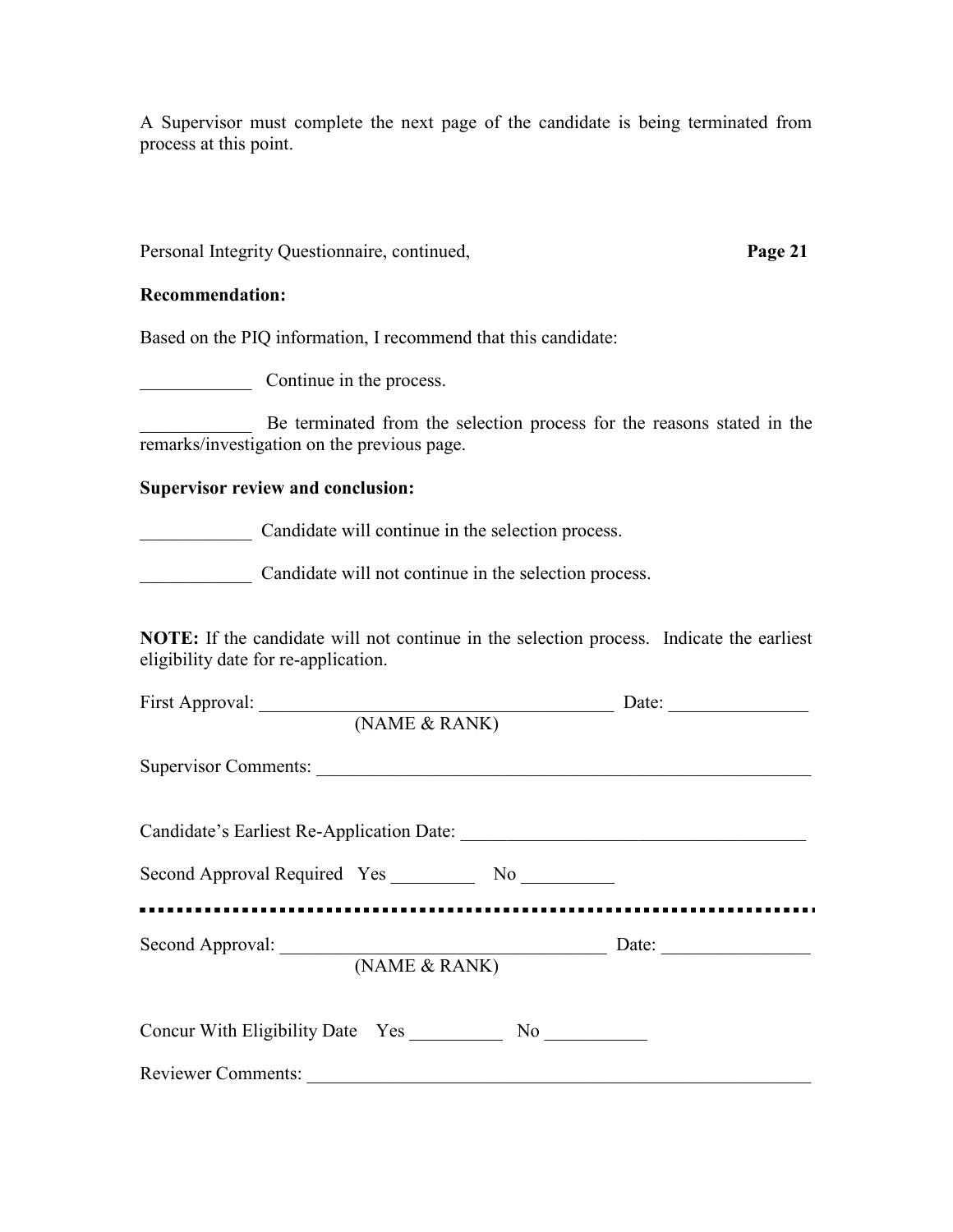A Supervisor must complete the next page of the candidate is being terminated from process at this point.

Personal Integrity Questionnaire, continued, **Page 21**

**Recommendation:**

Based on the PIQ information, I recommend that this candidate:

____________ Continue in the process.

____________ Be terminated from the selection process for the reasons stated in the remarks/investigation on the previous page.

**Supervisor review and conclusion:**

____________ Candidate will continue in the selection process.

____________ Candidate will not continue in the selection process.

**NOTE:** If the candidate will not continue in the selection process. Indicate the earliest eligibility date for re-application.

First Approval: ______________________________________ Date: _______________
(NAME & RANK)

Supervisor Comments: ________________________________________________________

Candidate's Earliest Re-Application Date: _____________________________________

Second Approval Required Yes _________ No __________

---

Second Approval: __________________________________ Date: ________________
(NAME & RANK)

Concur With Eligibility Date Yes __________ No ___________

Reviewer Comments: _________________________________________________________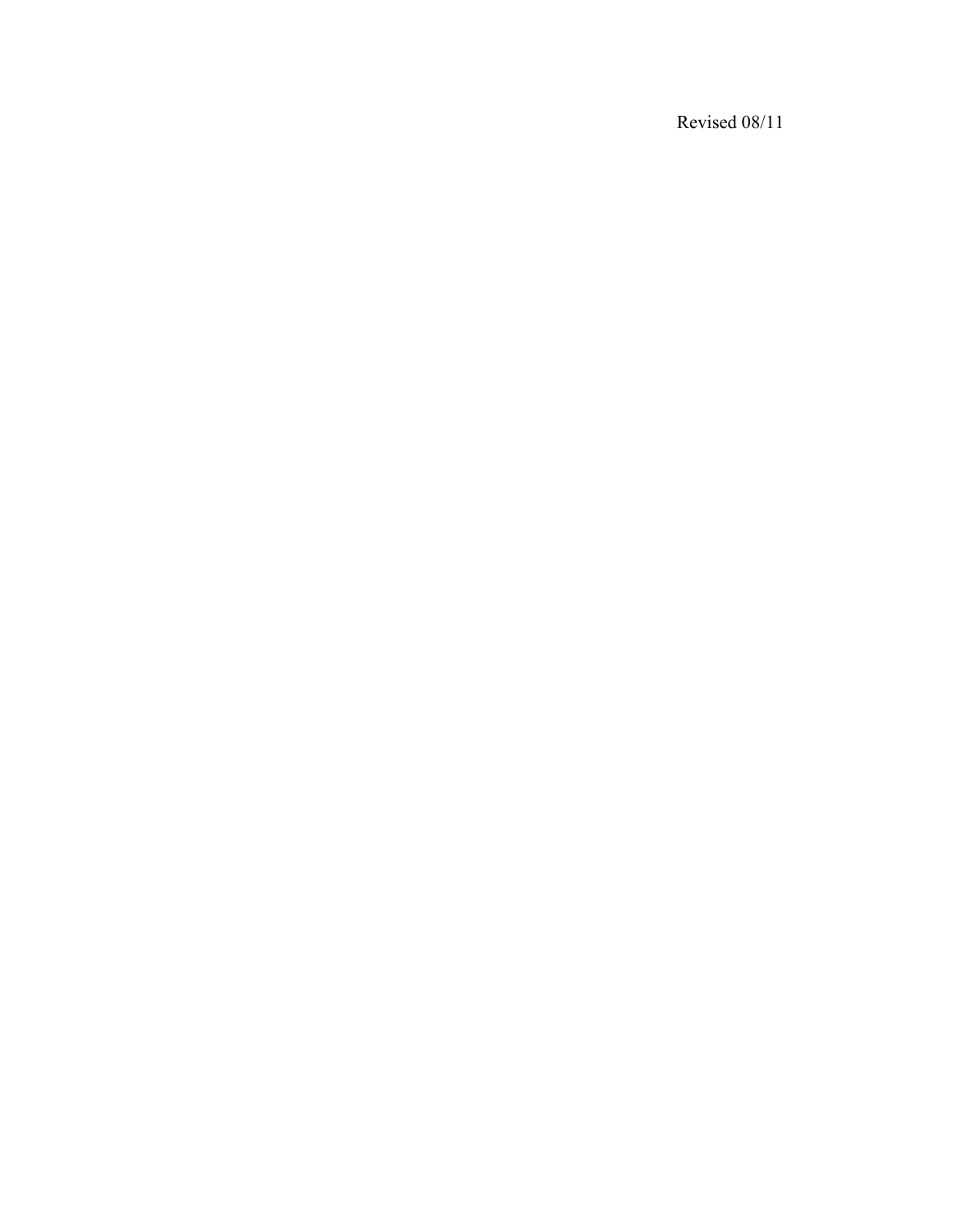Revised 08/11